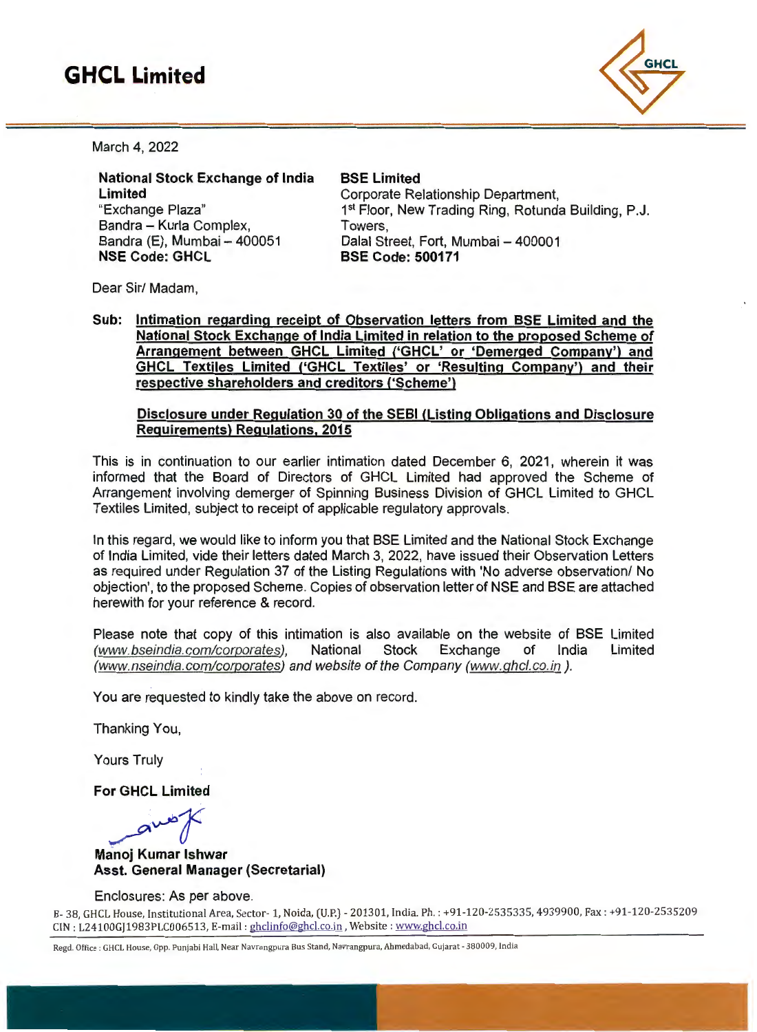# GHCL Limited

March 4, 2022

**National Stock Exchange of India Limited**
"Exchange Plaza"
Bandra – Kurla Complex,
Bandra (E), Mumbai – 400051
**NSE Code: GHCL**

**BSE Limited**
Corporate Relationship Department,
1st Floor, New Trading Ring, Rotunda Building, P.J. Towers,
Dalal Street, Fort, Mumbai – 400001
**BSE Code: 500171**

Dear Sir/ Madam,

**Sub: Intimation regarding receipt of Observation letters from BSE Limited and the National Stock Exchange of India Limited in relation to the proposed Scheme of Arrangement between GHCL Limited ('GHCL' or 'Demerged Company') and GHCL Textiles Limited ('GHCL Textiles' or 'Resulting Company') and their respective shareholders and creditors ('Scheme')**

**Disclosure under Regulation 30 of the SEBI (Listing Obligations and Disclosure Requirements) Regulations, 2015**

This is in continuation to our earlier intimation dated December 6, 2021, wherein it was informed that the Board of Directors of GHCL Limited had approved the Scheme of Arrangement involving demerger of Spinning Business Division of GHCL Limited to GHCL Textiles Limited, subject to receipt of applicable regulatory approvals.

In this regard, we would like to inform you that BSE Limited and the National Stock Exchange of India Limited, vide their letters dated March 3, 2022, have issued their Observation Letters as required under Regulation 37 of the Listing Regulations with 'No adverse observation/ No objection', to the proposed Scheme. Copies of observation letter of NSE and BSE are attached herewith for your reference & record.

Please note that copy of this intimation is also available on the website of BSE Limited (*www.bseindia.com/corporates*), National Stock Exchange of India Limited (*www.nseindia.com/corporates*) *and website of the Company* (*www.ghcl.co.in* ).

You are requested to kindly take the above on record.

Thanking You,

Yours Truly

**For GHCL Limited**

**Manoj Kumar Ishwar**
**Asst. General Manager (Secretarial)**

Enclosures: As per above.

B- 38, GHCL House, Institutional Area, Sector- 1, Noida, (U.P.) - 201301, India. Ph. : +91-120-2535335, 4939900, Fax : +91-120-2535209
CIN : L24100GJ1983PLC006513, E-mail : ghclinfo@ghcl.co.in , Website : www.ghcl.co.in

Regd. Office : GHCL House, Opp. Punjabi Hall, Near Navrangpura Bus Stand, Navrangpura, Ahmedabad, Gujarat - 380009, India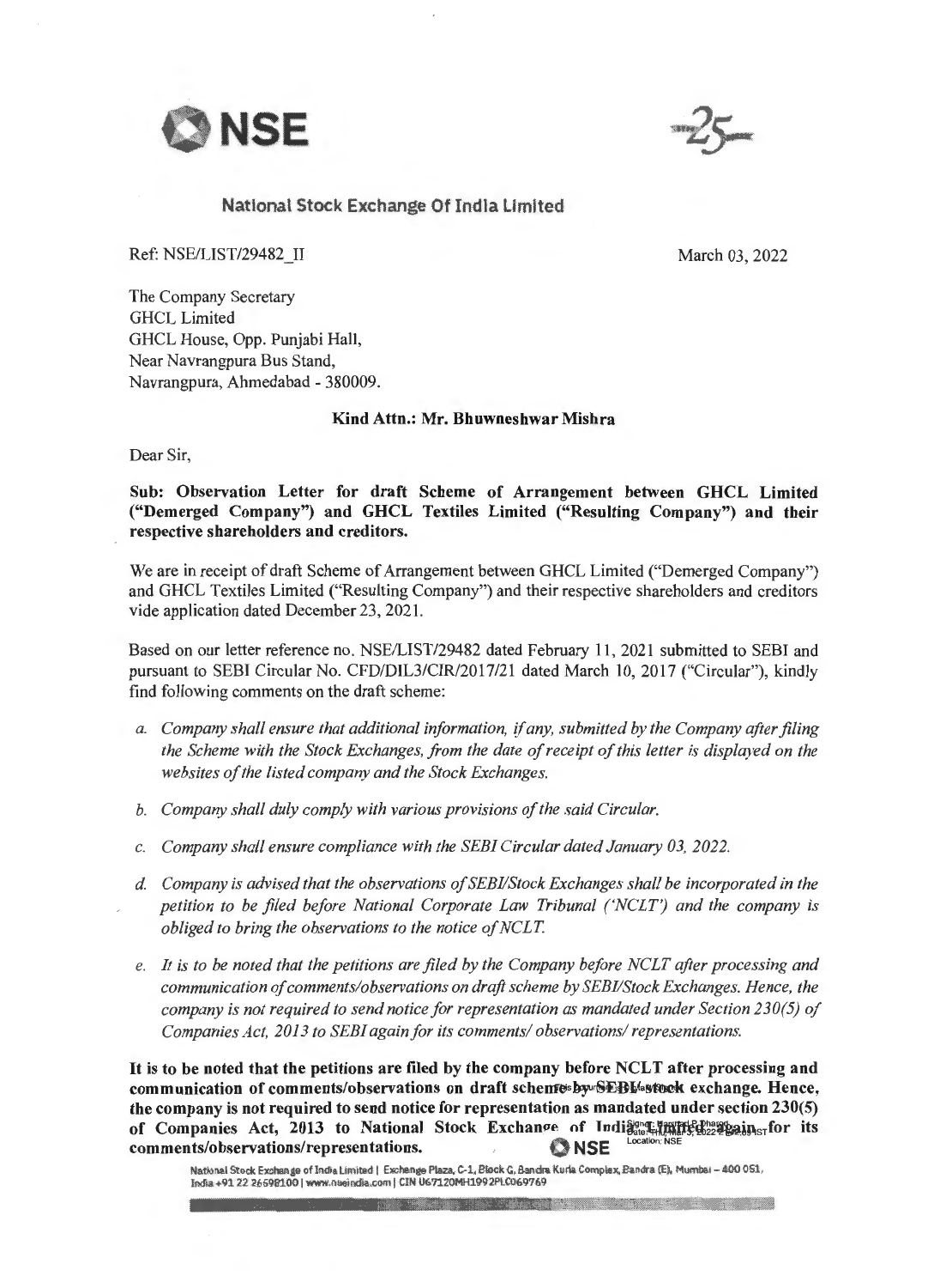**National Stock Exchange Of India Limited**

Ref: NSE/LIST/29482_II

March 03, 2022

The Company Secretary
GHCL Limited
GHCL House, Opp. Punjabi Hall,
Near Navrangpura Bus Stand,
Navrangpura, Ahmedabad - 380009.

**Kind Attn.: Mr. Bhuwneshwar Mishra**

Dear Sir,

**Sub: Observation Letter for draft Scheme of Arrangement between GHCL Limited ("Demerged Company") and GHCL Textiles Limited ("Resulting Company") and their respective shareholders and creditors.**

We are in receipt of draft Scheme of Arrangement between GHCL Limited ("Demerged Company") and GHCL Textiles Limited ("Resulting Company") and their respective shareholders and creditors vide application dated December 23, 2021.

Based on our letter reference no. NSE/LIST/29482 dated February 11, 2021 submitted to SEBI and pursuant to SEBI Circular No. CFD/DIL3/CIR/2017/21 dated March 10, 2017 ("Circular"), kindly find following comments on the draft scheme:

a. *Company shall ensure that additional information, if any, submitted by the Company after filing the Scheme with the Stock Exchanges, from the date of receipt of this letter is displayed on the websites of the listed company and the Stock Exchanges.*

b. *Company shall duly comply with various provisions of the said Circular.*

c. *Company shall ensure compliance with the SEBI Circular dated January 03, 2022.*

d. *Company is advised that the observations of SEBI/Stock Exchanges shall be incorporated in the petition to be filed before National Corporate Law Tribunal ('NCLT') and the company is obliged to bring the observations to the notice of NCLT.*

e. *It is to be noted that the petitions are filed by the Company before NCLT after processing and communication of comments/observations on draft scheme by SEBI/Stock Exchanges. Hence, the company is not required to send notice for representation as mandated under Section 230(5) of Companies Act, 2013 to SEBI again for its comments/ observations/ representations.*

**It is to be noted that the petitions are filed by the company before NCLT after processing and communication of comments/observations on draft scheme by SEBI/stock exchange. Hence, the company is not required to send notice for representation as mandated under section 230(5) of Companies Act, 2013 to National Stock Exchange of India Limited again for its comments/observations/representations.**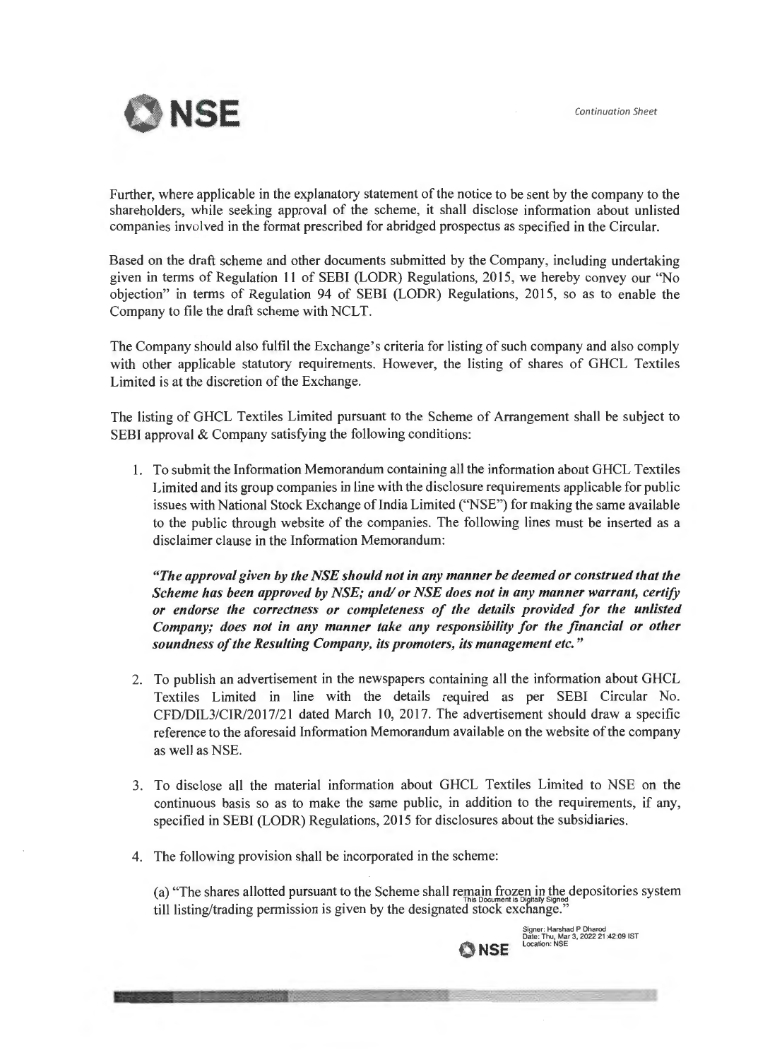Further, where applicable in the explanatory statement of the notice to be sent by the company to the shareholders, while seeking approval of the scheme, it shall disclose information about unlisted companies involved in the format prescribed for abridged prospectus as specified in the Circular.

Based on the draft scheme and other documents submitted by the Company, including undertaking given in terms of Regulation 11 of SEBI (LODR) Regulations, 2015, we hereby convey our "No objection" in terms of Regulation 94 of SEBI (LODR) Regulations, 2015, so as to enable the Company to file the draft scheme with NCLT.

The Company should also fulfil the Exchange's criteria for listing of such company and also comply with other applicable statutory requirements. However, the listing of shares of GHCL Textiles Limited is at the discretion of the Exchange.

The listing of GHCL Textiles Limited pursuant to the Scheme of Arrangement shall be subject to SEBI approval & Company satisfying the following conditions:

1. To submit the Information Memorandum containing all the information about GHCL Textiles Limited and its group companies in line with the disclosure requirements applicable for public issues with National Stock Exchange of India Limited ("NSE") for making the same available to the public through website of the companies. The following lines must be inserted as a disclaimer clause in the Information Memorandum:

   ***"The approval given by the NSE should not in any manner be deemed or construed that the Scheme has been approved by NSE; and/ or NSE does not in any manner warrant, certify or endorse the correctness or completeness of the details provided for the unlisted Company; does not in any manner take any responsibility for the financial or other soundness of the Resulting Company, its promoters, its management etc."***

2. To publish an advertisement in the newspapers containing all the information about GHCL Textiles Limited in line with the details required as per SEBI Circular No. CFD/DIL3/CIR/2017/21 dated March 10, 2017. The advertisement should draw a specific reference to the aforesaid Information Memorandum available on the website of the company as well as NSE.

3. To disclose all the material information about GHCL Textiles Limited to NSE on the continuous basis so as to make the same public, in addition to the requirements, if any, specified in SEBI (LODR) Regulations, 2015 for disclosures about the subsidiaries.

4. The following provision shall be incorporated in the scheme:

   (a) "The shares allotted pursuant to the Scheme shall remain frozen in the depositories system till listing/trading permission is given by the designated stock exchange."

This Document is Digitally Signed

Signer: Harshad P Dharod
Date: Thu, Mar 3, 2022 21:42:09 IST
Location: NSE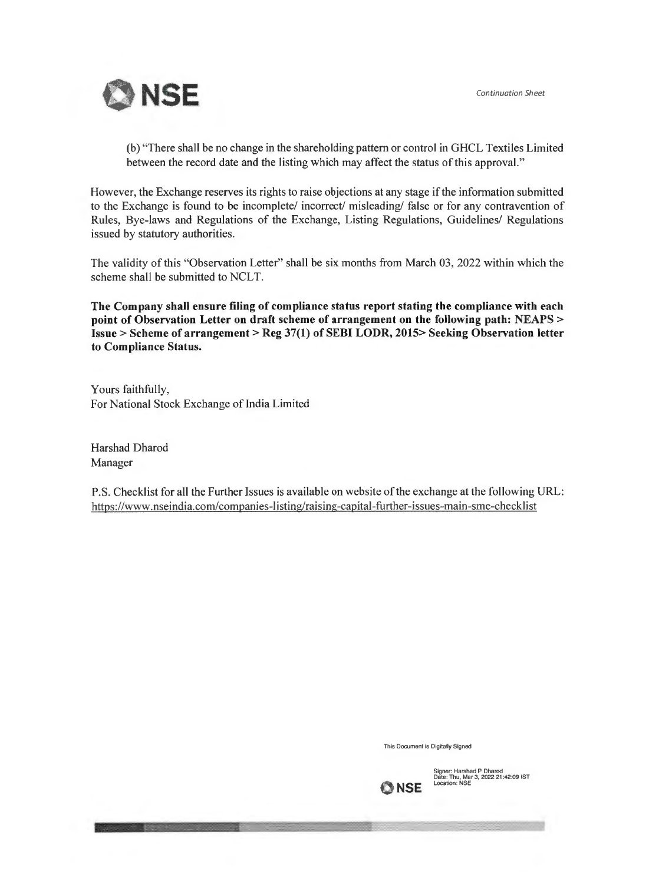(b) "There shall be no change in the shareholding pattern or control in GHCL Textiles Limited between the record date and the listing which may affect the status of this approval."

However, the Exchange reserves its rights to raise objections at any stage if the information submitted to the Exchange is found to be incomplete/ incorrect/ misleading/ false or for any contravention of Rules, Bye-laws and Regulations of the Exchange, Listing Regulations, Guidelines/ Regulations issued by statutory authorities.

The validity of this "Observation Letter" shall be six months from March 03, 2022 within which the scheme shall be submitted to NCLT.

**The Company shall ensure filing of compliance status report stating the compliance with each point of Observation Letter on draft scheme of arrangement on the following path: NEAPS > Issue > Scheme of arrangement > Reg 37(1) of SEBI LODR, 2015> Seeking Observation letter to Compliance Status.**

Yours faithfully,
For National Stock Exchange of India Limited

Harshad Dharod
Manager

P.S. Checklist for all the Further Issues is available on website of the exchange at the following URL: https://www.nseindia.com/companies-listing/raising-capital-further-issues-main-sme-checklist

This Document is Digitally Signed

Signer: Harshad P Dharod
Date: Thu, Mar 3, 2022 21:42:09 IST
Location: NSE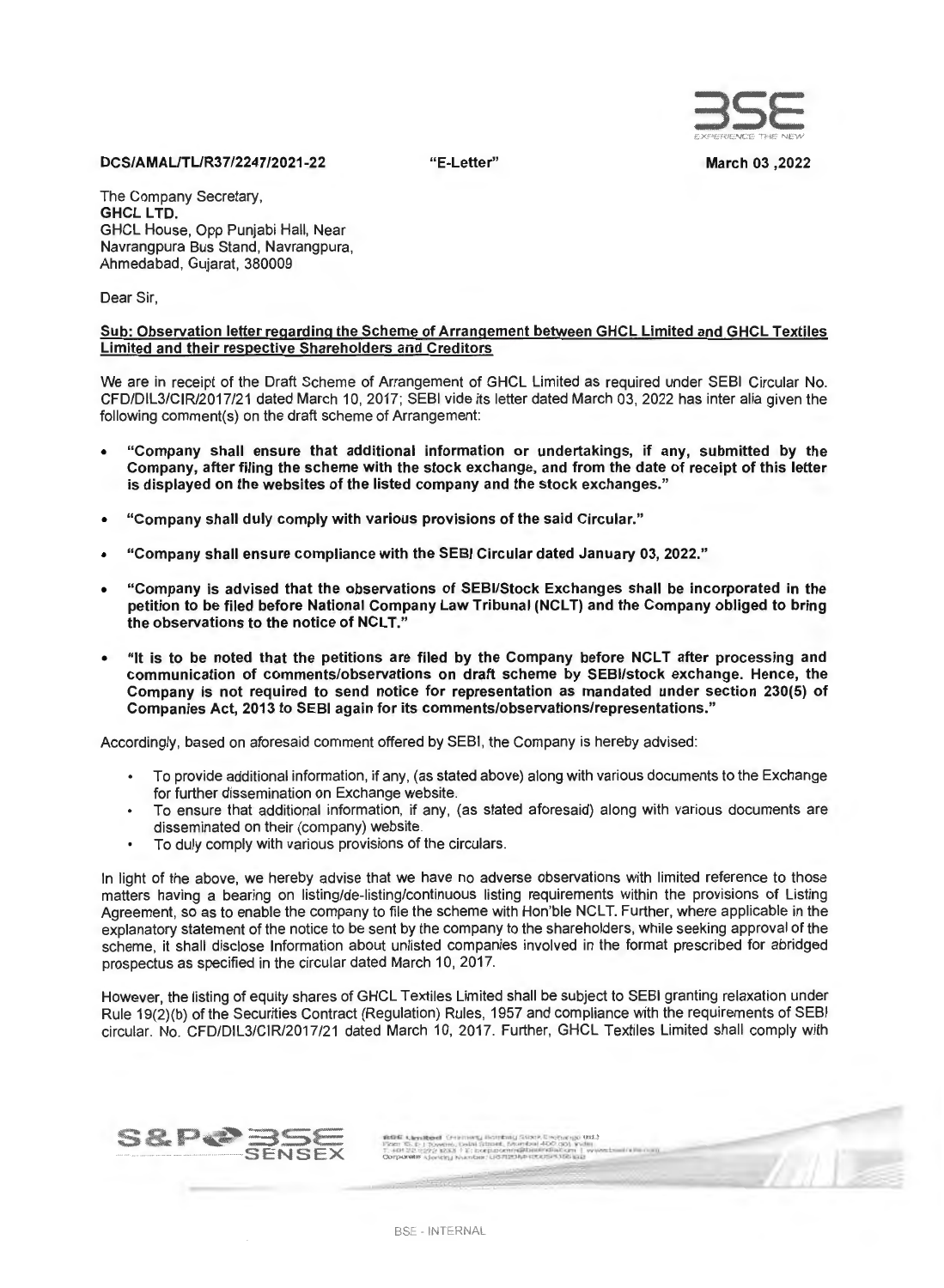**DCS/AMAL/TL/R37/2247/2021-22** "E-Letter" **March 03 ,2022**

The Company Secretary,
**GHCL LTD.**
GHCL House, Opp Punjabi Hall, Near
Navrangpura Bus Stand, Navrangpura,
Ahmedabad, Gujarat, 380009

Dear Sir,

**Sub: Observation letter regarding the Scheme of Arrangement between GHCL Limited and GHCL Textiles Limited and their respective Shareholders and Creditors**

We are in receipt of the Draft Scheme of Arrangement of GHCL Limited as required under SEBI Circular No. CFD/DIL3/CIR/2017/21 dated March 10, 2017; SEBI vide its letter dated March 03, 2022 has inter alia given the following comment(s) on the draft scheme of Arrangement:

- **"Company shall ensure that additional information or undertakings, if any, submitted by the Company, after filing the scheme with the stock exchange, and from the date of receipt of this letter is displayed on the websites of the listed company and the stock exchanges."**
- **"Company shall duly comply with various provisions of the said Circular."**
- **"Company shall ensure compliance with the SEBI Circular dated January 03, 2022."**
- **"Company is advised that the observations of SEBI/Stock Exchanges shall be incorporated in the petition to be filed before National Company Law Tribunal (NCLT) and the Company obliged to bring the observations to the notice of NCLT."**
- **"It is to be noted that the petitions are filed by the Company before NCLT after processing and communication of comments/observations on draft scheme by SEBI/stock exchange. Hence, the Company is not required to send notice for representation as mandated under section 230(5) of Companies Act, 2013 to SEBI again for its comments/observations/representations."**

Accordingly, based on aforesaid comment offered by SEBI, the Company is hereby advised:

- To provide additional information, if any, (as stated above) along with various documents to the Exchange for further dissemination on Exchange website.
- To ensure that additional information, if any, (as stated aforesaid) along with various documents are disseminated on their (company) website.
- To duly comply with various provisions of the circulars.

In light of the above, we hereby advise that we have no adverse observations with limited reference to those matters having a bearing on listing/de-listing/continuous listing requirements within the provisions of Listing Agreement, so as to enable the company to file the scheme with Hon'ble NCLT. Further, where applicable in the explanatory statement of the notice to be sent by the company to the shareholders, while seeking approval of the scheme, it shall disclose Information about unlisted companies involved in the format prescribed for abridged prospectus as specified in the circular dated March 10, 2017.

However, the listing of equity shares of GHCL Textiles Limited shall be subject to SEBI granting relaxation under Rule 19(2)(b) of the Securities Contract (Regulation) Rules, 1957 and compliance with the requirements of SEBI circular. No. CFD/DIL3/CIR/2017/21 dated March 10, 2017. Further, GHCL Textiles Limited shall comply with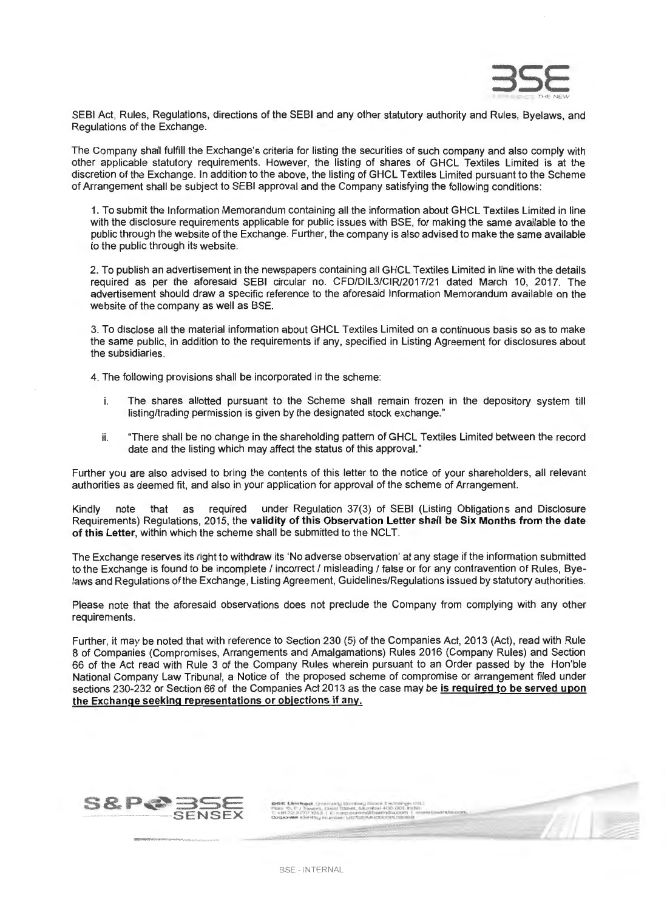SEBI Act, Rules, Regulations, directions of the SEBI and any other statutory authority and Rules, Byelaws, and Regulations of the Exchange.

The Company shall fulfill the Exchange's criteria for listing the securities of such company and also comply with other applicable statutory requirements. However, the listing of shares of GHCL Textiles Limited is at the discretion of the Exchange. In addition to the above, the listing of GHCL Textiles Limited pursuant to the Scheme of Arrangement shall be subject to SEBI approval and the Company satisfying the following conditions:

1. To submit the Information Memorandum containing all the information about GHCL Textiles Limited in line with the disclosure requirements applicable for public issues with BSE, for making the same available to the public through the website of the Exchange. Further, the company is also advised to make the same available to the public through its website.

2. To publish an advertisement in the newspapers containing all GHCL Textiles Limited in line with the details required as per the aforesaid SEBI circular no. CFD/DIL3/CIR/2017/21 dated March 10, 2017. The advertisement should draw a specific reference to the aforesaid Information Memorandum available on the website of the company as well as BSE.

3. To disclose all the material information about GHCL Textiles Limited on a continuous basis so as to make the same public, in addition to the requirements if any, specified in Listing Agreement for disclosures about the subsidiaries.

4. The following provisions shall be incorporated in the scheme:

   i. The shares allotted pursuant to the Scheme shall remain frozen in the depository system till listing/trading permission is given by the designated stock exchange."

   ii. "There shall be no change in the shareholding pattern of GHCL Textiles Limited between the record date and the listing which may affect the status of this approval."

Further you are also advised to bring the contents of this letter to the notice of your shareholders, all relevant authorities as deemed fit, and also in your application for approval of the scheme of Arrangement.

Kindly note that as required under Regulation 37(3) of SEBI (Listing Obligations and Disclosure Requirements) Regulations, 2015, the **validity of this Observation Letter shall be Six Months from the date of this Letter**, within which the scheme shall be submitted to the NCLT.

The Exchange reserves its right to withdraw its 'No adverse observation' at any stage if the information submitted to the Exchange is found to be incomplete / incorrect / misleading / false or for any contravention of Rules, Bye-laws and Regulations of the Exchange, Listing Agreement, Guidelines/Regulations issued by statutory authorities.

Please note that the aforesaid observations does not preclude the Company from complying with any other requirements.

Further, it may be noted that with reference to Section 230 (5) of the Companies Act, 2013 (Act), read with Rule 8 of Companies (Compromises, Arrangements and Amalgamations) Rules 2016 (Company Rules) and Section 66 of the Act read with Rule 3 of the Company Rules wherein pursuant to an Order passed by the Hon'ble National Company Law Tribunal, a Notice of the proposed scheme of compromise or arrangement filed under sections 230-232 or Section 66 of the Companies Act 2013 as the case may be **is required to be served upon the Exchange seeking representations or objections if any.**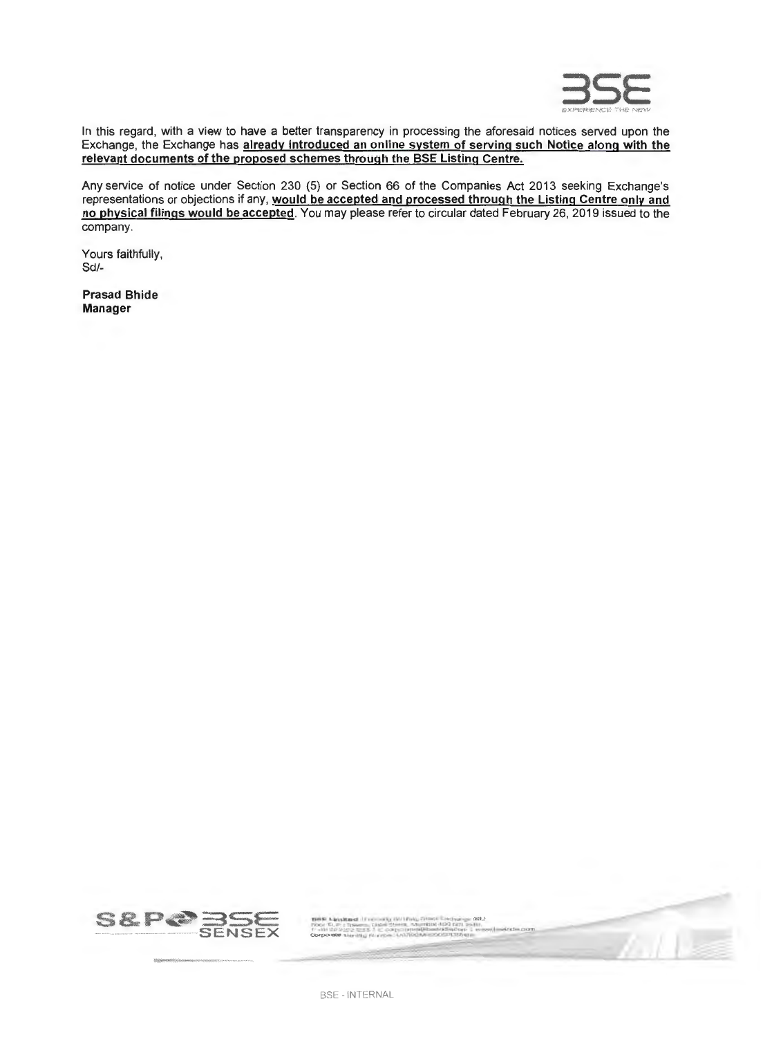In this regard, with a view to have a better transparency in processing the aforesaid notices served upon the Exchange, the Exchange has **already introduced an online system of serving such Notice along with the relevant documents of the proposed schemes through the BSE Listing Centre.**

Any service of notice under Section 230 (5) or Section 66 of the Companies Act 2013 seeking Exchange's representations or objections if any, **would be accepted and processed through the Listing Centre only and no physical filings would be accepted**. You may please refer to circular dated February 26, 2019 issued to the company.

Yours faithfully,
Sd/-

**Prasad Bhide**
**Manager**